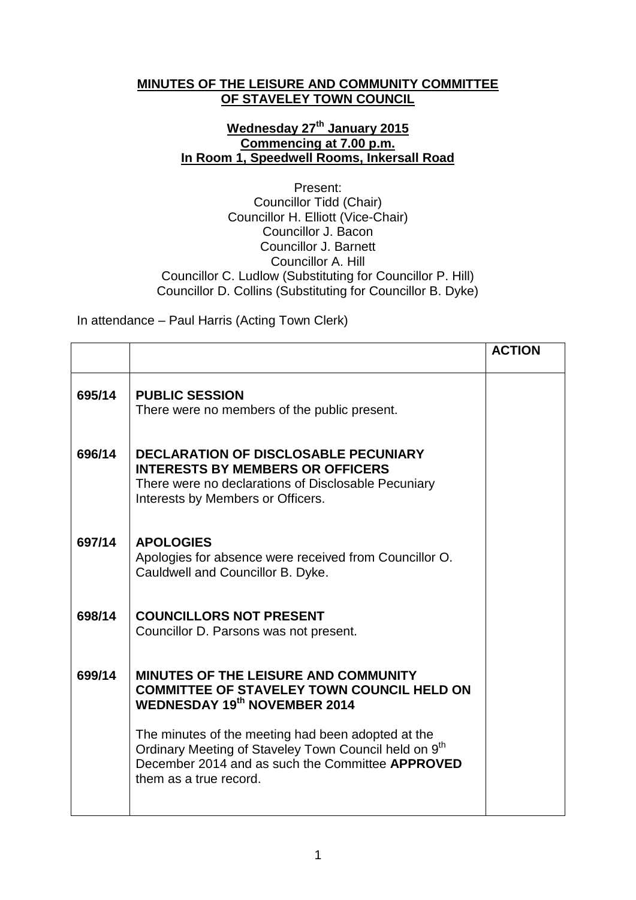**MINUTES OF THE LEISURE AND COMMUNITY COMMITTEE OF STAVELEY TOWN COUNCIL**

**Wednesday 27th January 2015**
**Commencing at 7.00 p.m.**
**In Room 1, Speedwell Rooms, Inkersall Road**

Present:
Councillor Tidd (Chair)
Councillor H. Elliott (Vice-Chair)
Councillor J. Bacon
Councillor J. Barnett
Councillor A. Hill
Councillor C. Ludlow (Substituting for Councillor P. Hill)
Councillor D. Collins (Substituting for Councillor B. Dyke)

In attendance – Paul Harris (Acting Town Clerk)

| | | **ACTION** |
|---|---|---|
| 695/14 | **PUBLIC SESSION**<br>There were no members of the public present. | |
| 696/14 | **DECLARATION OF DISCLOSABLE PECUNIARY INTERESTS BY MEMBERS OR OFFICERS**<br>There were no declarations of Disclosable Pecuniary Interests by Members or Officers. | |
| 697/14 | **APOLOGIES**<br>Apologies for absence were received from Councillor O. Cauldwell and Councillor B. Dyke. | |
| 698/14 | **COUNCILLORS NOT PRESENT**<br>Councillor D. Parsons was not present. | |
| 699/14 | **MINUTES OF THE LEISURE AND COMMUNITY COMMITTEE OF STAVELEY TOWN COUNCIL HELD ON WEDNESDAY 19th NOVEMBER 2014**<br><br>The minutes of the meeting had been adopted at the Ordinary Meeting of Staveley Town Council held on 9th December 2014 and as such the Committee **APPROVED** them as a true record. | |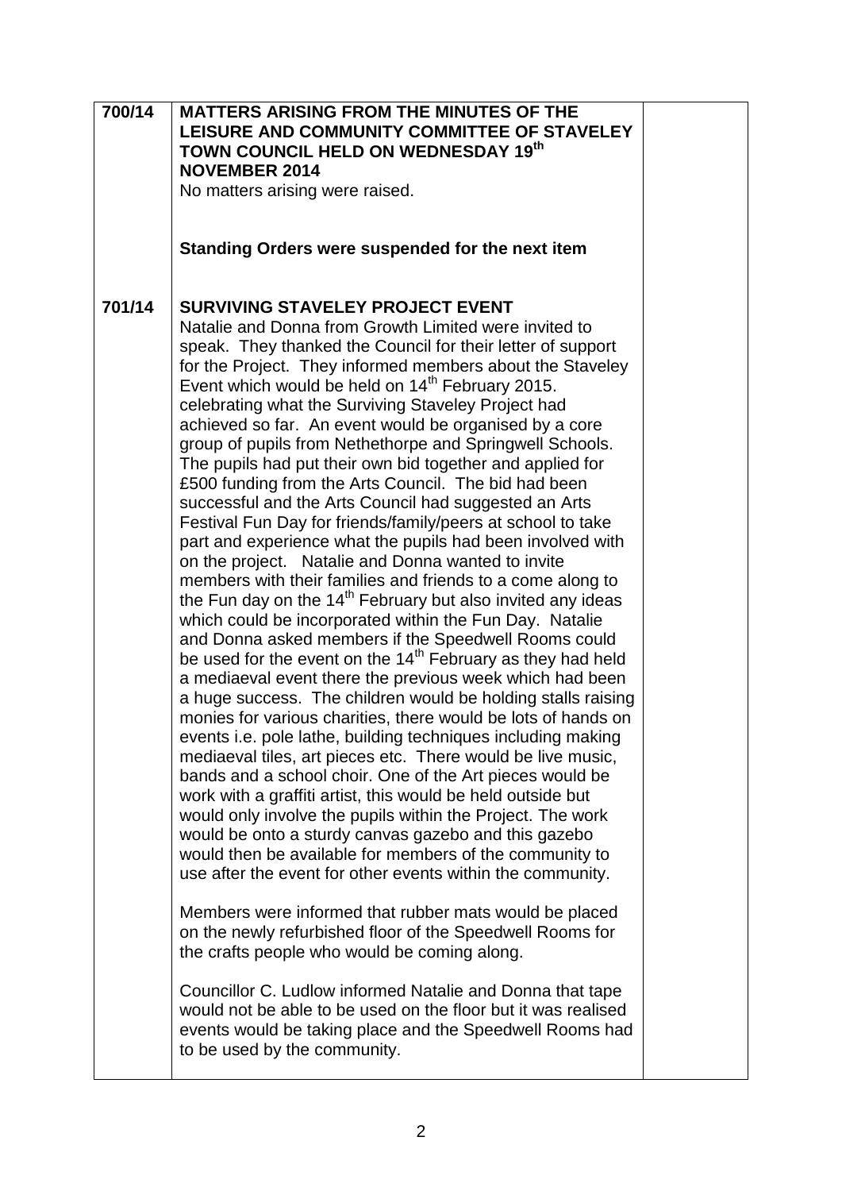| | | |
|---|---|---|
| **700/14** | **MATTERS ARISING FROM THE MINUTES OF THE LEISURE AND COMMUNITY COMMITTEE OF STAVELEY TOWN COUNCIL HELD ON WEDNESDAY 19th NOVEMBER 2014**<br>No matters arising were raised.<br><br>**Standing Orders were suspended for the next item** | |
| **701/14** | **SURVIVING STAVELEY PROJECT EVENT**<br>Natalie and Donna from Growth Limited were invited to speak. They thanked the Council for their letter of support for the Project. They informed members about the Staveley Event which would be held on 14th February 2015. celebrating what the Surviving Staveley Project had achieved so far. An event would be organised by a core group of pupils from Nethethorpe and Springwell Schools. The pupils had put their own bid together and applied for £500 funding from the Arts Council. The bid had been successful and the Arts Council had suggested an Arts Festival Fun Day for friends/family/peers at school to take part and experience what the pupils had been involved with on the project. Natalie and Donna wanted to invite members with their families and friends to a come along to the Fun day on the 14th February but also invited any ideas which could be incorporated within the Fun Day. Natalie and Donna asked members if the Speedwell Rooms could be used for the event on the 14th February as they had held a mediaeval event there the previous week which had been a huge success. The children would be holding stalls raising monies for various charities, there would be lots of hands on events i.e. pole lathe, building techniques including making mediaeval tiles, art pieces etc. There would be live music, bands and a school choir. One of the Art pieces would be work with a graffiti artist, this would be held outside but would only involve the pupils within the Project. The work would be onto a sturdy canvas gazebo and this gazebo would then be available for members of the community to use after the event for other events within the community.<br><br>Members were informed that rubber mats would be placed on the newly refurbished floor of the Speedwell Rooms for the crafts people who would be coming along.<br><br>Councillor C. Ludlow informed Natalie and Donna that tape would not be able to be used on the floor but it was realised events would be taking place and the Speedwell Rooms had to be used by the community. | |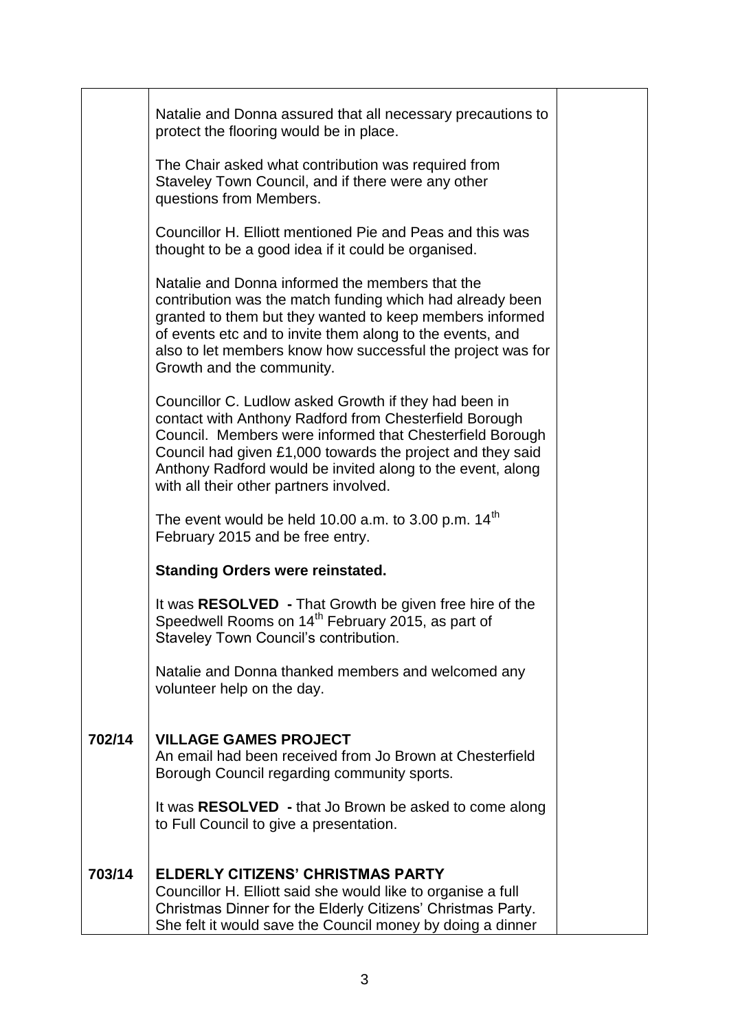| | | |
|---|---|---|
| | Natalie and Donna assured that all necessary precautions to protect the flooring would be in place.<br><br>The Chair asked what contribution was required from Staveley Town Council, and if there were any other questions from Members.<br><br>Councillor H. Elliott mentioned Pie and Peas and this was thought to be a good idea if it could be organised.<br><br>Natalie and Donna informed the members that the contribution was the match funding which had already been granted to them but they wanted to keep members informed of events etc and to invite them along to the events, and also to let members know how successful the project was for Growth and the community.<br><br>Councillor C. Ludlow asked Growth if they had been in contact with Anthony Radford from Chesterfield Borough Council. Members were informed that Chesterfield Borough Council had given £1,000 towards the project and they said Anthony Radford would be invited along to the event, along with all their other partners involved.<br><br>The event would be held 10.00 a.m. to 3.00 p.m. 14th February 2015 and be free entry.<br><br>**Standing Orders were reinstated.**<br><br>It was **RESOLVED -** That Growth be given free hire of the Speedwell Rooms on 14th February 2015, as part of Staveley Town Council's contribution.<br><br>Natalie and Donna thanked members and welcomed any volunteer help on the day. | |
| **702/14** | **VILLAGE GAMES PROJECT**<br>An email had been received from Jo Brown at Chesterfield Borough Council regarding community sports.<br><br>It was **RESOLVED -** that Jo Brown be asked to come along to Full Council to give a presentation. | |
| **703/14** | **ELDERLY CITIZENS' CHRISTMAS PARTY**<br>Councillor H. Elliott said she would like to organise a full Christmas Dinner for the Elderly Citizens' Christmas Party. She felt it would save the Council money by doing a dinner | |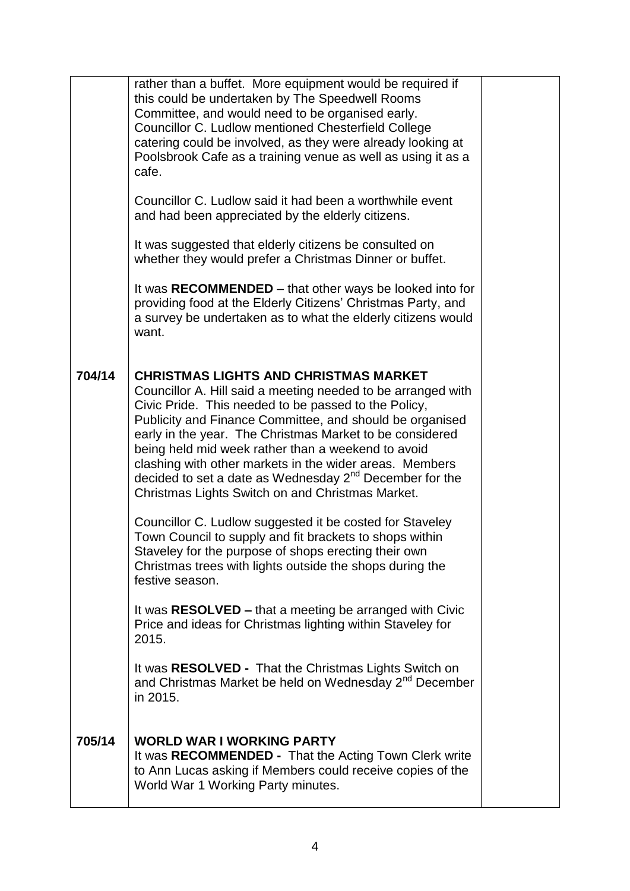| | | |
|---|---|---|
| | rather than a buffet. More equipment would be required if this could be undertaken by The Speedwell Rooms Committee, and would need to be organised early. Councillor C. Ludlow mentioned Chesterfield College catering could be involved, as they were already looking at Poolsbrook Cafe as a training venue as well as using it as a cafe.<br><br>Councillor C. Ludlow said it had been a worthwhile event and had been appreciated by the elderly citizens.<br><br>It was suggested that elderly citizens be consulted on whether they would prefer a Christmas Dinner or buffet.<br><br>It was **RECOMMENDED** – that other ways be looked into for providing food at the Elderly Citizens' Christmas Party, and a survey be undertaken as to what the elderly citizens would want. | |
| **704/14** | **CHRISTMAS LIGHTS AND CHRISTMAS MARKET**<br>Councillor A. Hill said a meeting needed to be arranged with Civic Pride. This needed to be passed to the Policy, Publicity and Finance Committee, and should be organised early in the year. The Christmas Market to be considered being held mid week rather than a weekend to avoid clashing with other markets in the wider areas. Members decided to set a date as Wednesday 2nd December for the Christmas Lights Switch on and Christmas Market.<br><br>Councillor C. Ludlow suggested it be costed for Staveley Town Council to supply and fit brackets to shops within Staveley for the purpose of shops erecting their own Christmas trees with lights outside the shops during the festive season.<br><br>It was **RESOLVED –** that a meeting be arranged with Civic Price and ideas for Christmas lighting within Staveley for 2015.<br><br>It was **RESOLVED -** That the Christmas Lights Switch on and Christmas Market be held on Wednesday 2nd December in 2015. | |
| **705/14** | **WORLD WAR I WORKING PARTY**<br>It was **RECOMMENDED -** That the Acting Town Clerk write to Ann Lucas asking if Members could receive copies of the World War 1 Working Party minutes. | |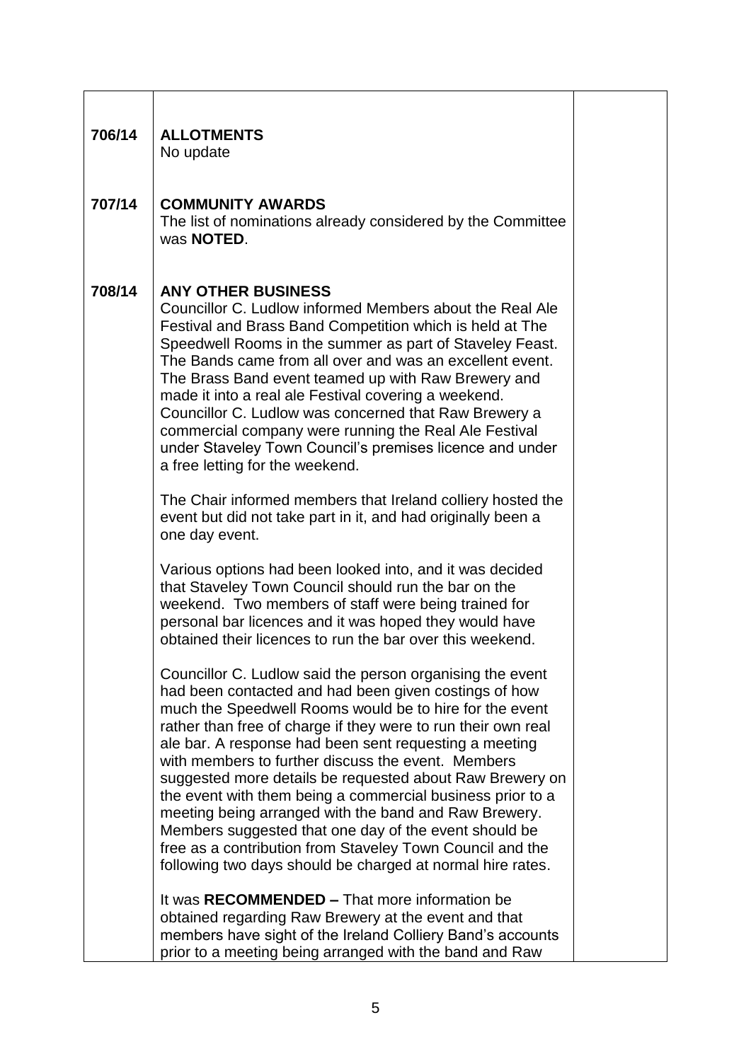| | | |
|---|---|---|
| 706/14 | **ALLOTMENTS**<br>No update | |
| 707/14 | **COMMUNITY AWARDS**<br>The list of nominations already considered by the Committee was **NOTED**. | |
| 708/14 | **ANY OTHER BUSINESS**<br>Councillor C. Ludlow informed Members about the Real Ale Festival and Brass Band Competition which is held at The Speedwell Rooms in the summer as part of Staveley Feast. The Bands came from all over and was an excellent event. The Brass Band event teamed up with Raw Brewery and made it into a real ale Festival covering a weekend. Councillor C. Ludlow was concerned that Raw Brewery a commercial company were running the Real Ale Festival under Staveley Town Council's premises licence and under a free letting for the weekend.<br><br>The Chair informed members that Ireland colliery hosted the event but did not take part in it, and had originally been a one day event.<br><br>Various options had been looked into, and it was decided that Staveley Town Council should run the bar on the weekend. Two members of staff were being trained for personal bar licences and it was hoped they would have obtained their licences to run the bar over this weekend.<br><br>Councillor C. Ludlow said the person organising the event had been contacted and had been given costings of how much the Speedwell Rooms would be to hire for the event rather than free of charge if they were to run their own real ale bar. A response had been sent requesting a meeting with members to further discuss the event. Members suggested more details be requested about Raw Brewery on the event with them being a commercial business prior to a meeting being arranged with the band and Raw Brewery. Members suggested that one day of the event should be free as a contribution from Staveley Town Council and the following two days should be charged at normal hire rates.<br><br>It was **RECOMMENDED –** That more information be obtained regarding Raw Brewery at the event and that members have sight of the Ireland Colliery Band's accounts prior to a meeting being arranged with the band and Raw | |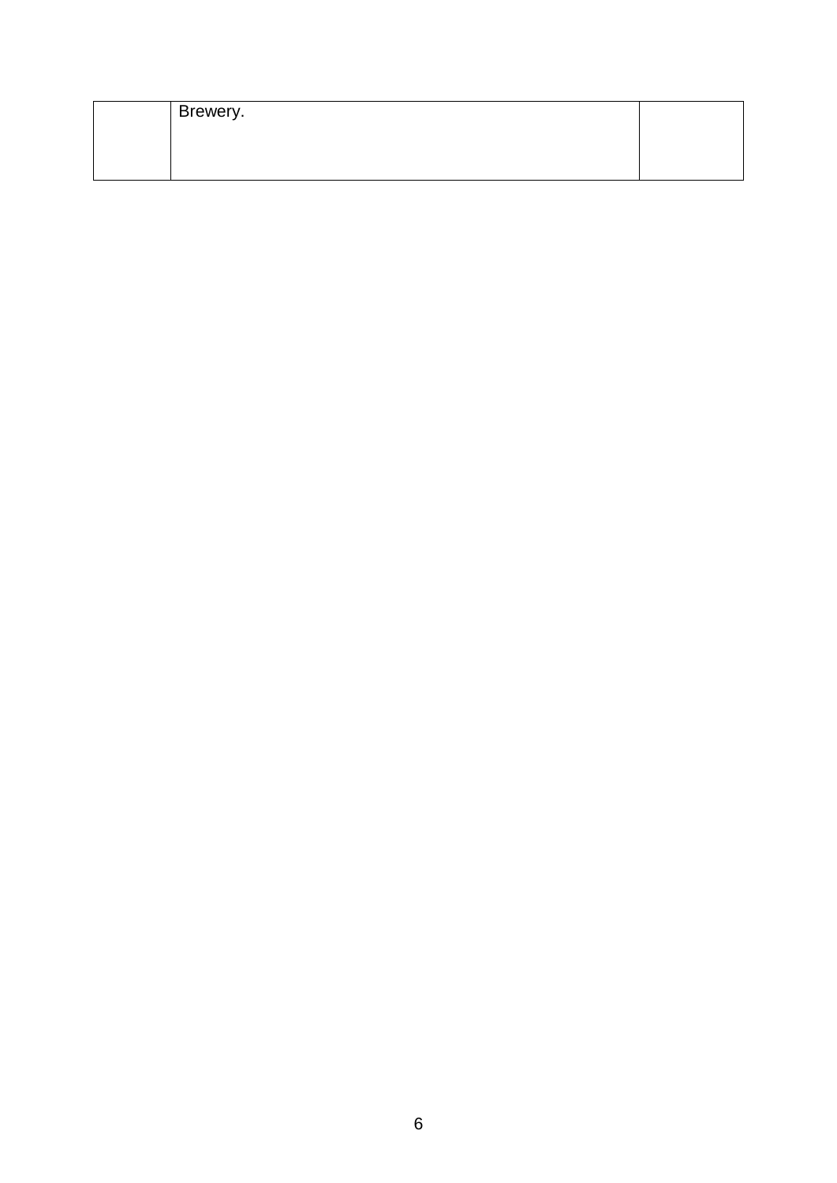| | | |
|---|---|---|
| | Brewery. | |